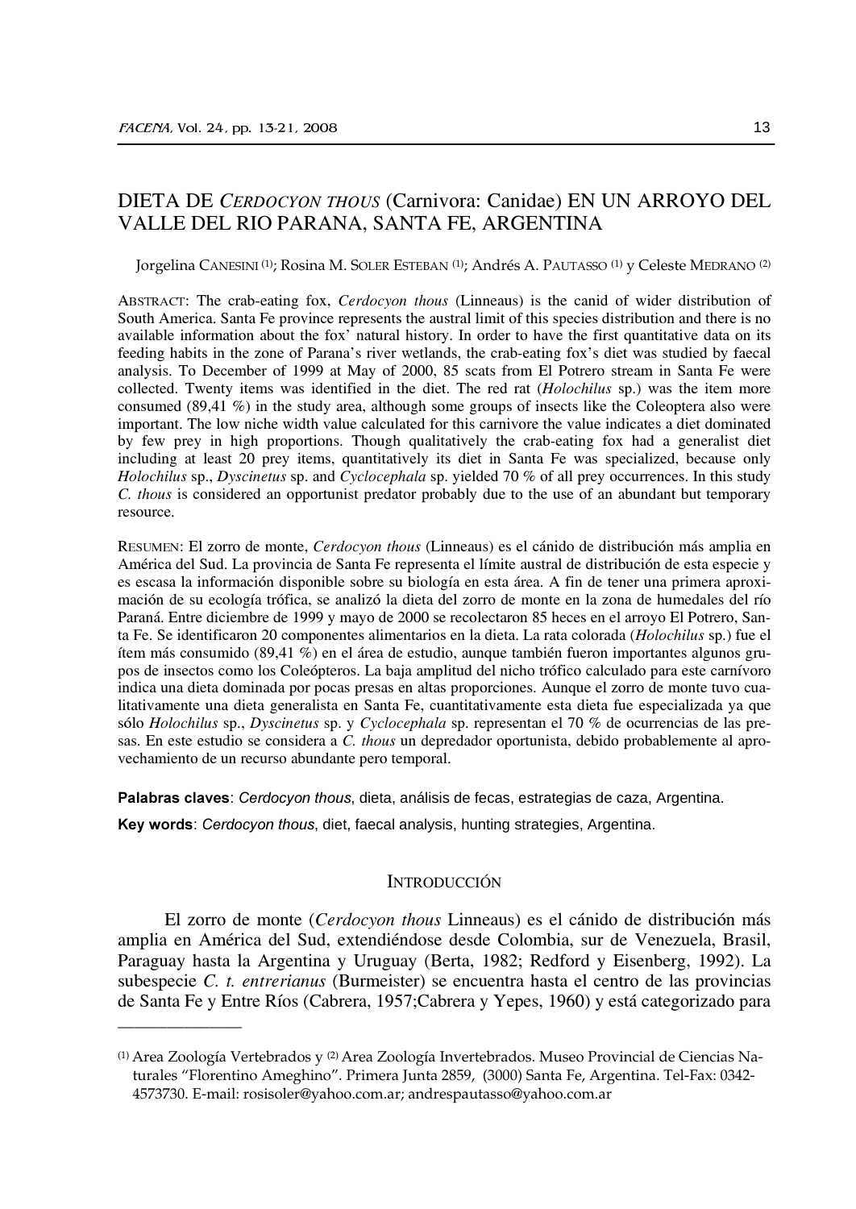# DIETA DE *CERDOCYON THOUS* (Carnivora: Canidae) EN UN ARROYO DEL VALLE DEL RIO PARANA, SANTA FE, ARGENTINA

Jorgelina CANESINI [1]; Rosina M. SOLER ESTEBAN [1]; Andrés A. PAUTASSO [1] y Celeste MEDRANO [2]

ABSTRACT: The crab-eating fox, *Cerdocyon thous* (Linneaus) is the canid of wider distribution of South America. Santa Fe province represents the austral limit of this species distribution and there is no available information about the fox' natural history. In order to have the first quantitative data on its feeding habits in the zone of Parana's river wetlands, the crab-eating fox's diet was studied by faecal analysis. To December of 1999 at May of 2000, 85 scats from El Potrero stream in Santa Fe were collected. Twenty items was identified in the diet. The red rat (*Holochilus* sp.) was the item more consumed (89,41 %) in the study area, although some groups of insects like the Coleoptera also were important. The low niche width value calculated for this carnivore the value indicates a diet dominated by few prey in high proportions. Though qualitatively the crab-eating fox had a generalist diet including at least 20 prey items, quantitatively its diet in Santa Fe was specialized, because only *Holochilus* sp., *Dyscinetus* sp. and *Cyclocephala* sp. yielded 70 % of all prey occurrences. In this study *C. thous* is considered an opportunist predator probably due to the use of an abundant but temporary resource.

RESUMEN: El zorro de monte, *Cerdocyon thous* (Linneaus) es el cánido de distribución más amplia en América del Sud. La provincia de Santa Fe representa el límite austral de distribución de esta especie y es escasa la información disponible sobre su biología en esta área. A fin de tener una primera aproximación de su ecología trófica, se analizó la dieta del zorro de monte en la zona de humedales del río Paraná. Entre diciembre de 1999 y mayo de 2000 se recolectaron 85 heces en el arroyo El Potrero, Santa Fe. Se identificaron 20 componentes alimentarios en la dieta. La rata colorada (*Holochilus* sp.) fue el ítem más consumido (89,41 %) en el área de estudio, aunque también fueron importantes algunos grupos de insectos como los Coleópteros. La baja amplitud del nicho trófico calculado para este carnívoro indica una dieta dominada por pocas presas en altas proporciones. Aunque el zorro de monte tuvo cualitativamente una dieta generalista en Santa Fe, cuantitativamente esta dieta fue especializada ya que sólo *Holochilus* sp., *Dyscinetus* sp. y *Cyclocephala* sp. representan el 70 % de ocurrencias de las presas. En este estudio se considera a *C. thous* un depredador oportunista, debido probablemente al aprovechamiento de un recurso abundante pero temporal.

**Palabras claves**: *Cerdocyon thous*, dieta, análisis de fecas, estrategias de caza, Argentina.

**Key words**: *Cerdocyon thous*, diet, faecal analysis, hunting strategies, Argentina.

## INTRODUCCIÓN

El zorro de monte (*Cerdocyon thous* Linneaus) es el cánido de distribución más amplia en América del Sud, extendiéndose desde Colombia, sur de Venezuela, Brasil, Paraguay hasta la Argentina y Uruguay (Berta, 1982; Redford y Eisenberg, 1992). La subespecie *C. t. entrerianus* (Burmeister) se encuentra hasta el centro de las provincias de Santa Fe y Entre Ríos (Cabrera, 1957;Cabrera y Yepes, 1960) y está categorizado para

---

[1] Area Zoología Vertebrados y [2] Area Zoología Invertebrados. Museo Provincial de Ciencias Naturales "Florentino Ameghino". Primera Junta 2859, (3000) Santa Fe, Argentina. Tel-Fax: 0342-4573730. E-mail: rosisoler@yahoo.com.ar; andrespautasso@yahoo.com.ar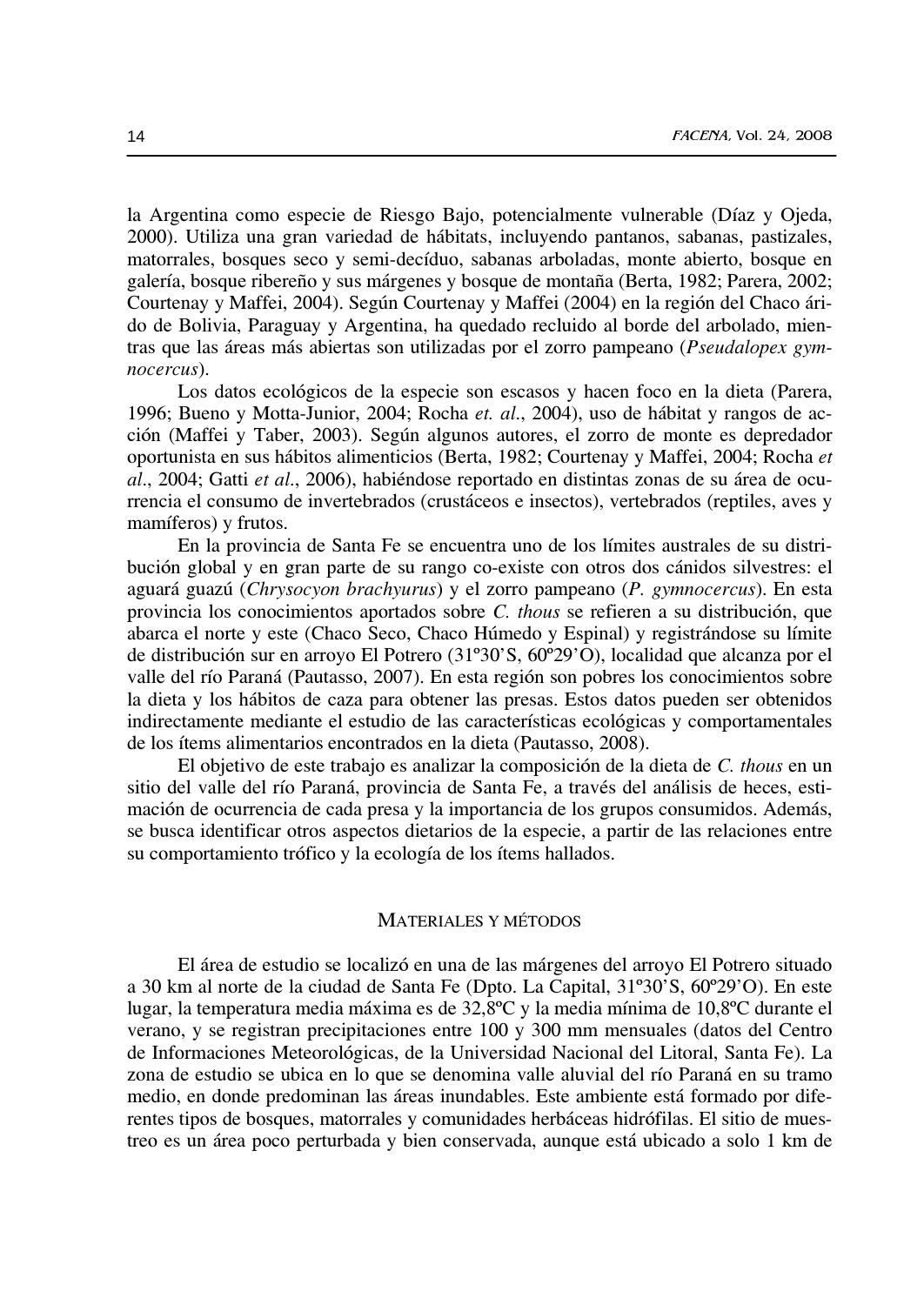la Argentina como especie de Riesgo Bajo, potencialmente vulnerable (Díaz y Ojeda, 2000). Utiliza una gran variedad de hábitats, incluyendo pantanos, sabanas, pastizales, matorrales, bosques seco y semi-decíduo, sabanas arboladas, monte abierto, bosque en galería, bosque ribereño y sus márgenes y bosque de montaña (Berta, 1982; Parera, 2002; Courtenay y Maffei, 2004). Según Courtenay y Maffei (2004) en la región del Chaco árido de Bolivia, Paraguay y Argentina, ha quedado recluido al borde del arbolado, mientras que las áreas más abiertas son utilizadas por el zorro pampeano (*Pseudalopex gymnocercus*).

Los datos ecológicos de la especie son escasos y hacen foco en la dieta (Parera, 1996; Bueno y Motta-Junior, 2004; Rocha *et. al*., 2004), uso de hábitat y rangos de acción (Maffei y Taber, 2003). Según algunos autores, el zorro de monte es depredador oportunista en sus hábitos alimenticios (Berta, 1982; Courtenay y Maffei, 2004; Rocha *et al*., 2004; Gatti *et al*., 2006), habiéndose reportado en distintas zonas de su área de ocurrencia el consumo de invertebrados (crustáceos e insectos), vertebrados (reptiles, aves y mamíferos) y frutos.

En la provincia de Santa Fe se encuentra uno de los límites australes de su distribución global y en gran parte de su rango co-existe con otros dos cánidos silvestres: el aguará guazú (*Chrysocyon brachyurus*) y el zorro pampeano (*P. gymnocercus*). En esta provincia los conocimientos aportados sobre *C. thous* se refieren a su distribución, que abarca el norte y este (Chaco Seco, Chaco Húmedo y Espinal) y registrándose su límite de distribución sur en arroyo El Potrero (31º30'S, 60º29'O), localidad que alcanza por el valle del río Paraná (Pautasso, 2007). En esta región son pobres los conocimientos sobre la dieta y los hábitos de caza para obtener las presas. Estos datos pueden ser obtenidos indirectamente mediante el estudio de las características ecológicas y comportamentales de los ítems alimentarios encontrados en la dieta (Pautasso, 2008).

El objetivo de este trabajo es analizar la composición de la dieta de *C. thous* en un sitio del valle del río Paraná, provincia de Santa Fe, a través del análisis de heces, estimación de ocurrencia de cada presa y la importancia de los grupos consumidos. Además, se busca identificar otros aspectos dietarios de la especie, a partir de las relaciones entre su comportamiento trófico y la ecología de los ítems hallados.

## MATERIALES Y MÉTODOS

El área de estudio se localizó en una de las márgenes del arroyo El Potrero situado a 30 km al norte de la ciudad de Santa Fe (Dpto. La Capital, 31º30'S, 60º29'O). En este lugar, la temperatura media máxima es de 32,8ºC y la media mínima de 10,8ºC durante el verano, y se registran precipitaciones entre 100 y 300 mm mensuales (datos del Centro de Informaciones Meteorológicas, de la Universidad Nacional del Litoral, Santa Fe). La zona de estudio se ubica en lo que se denomina valle aluvial del río Paraná en su tramo medio, en donde predominan las áreas inundables. Este ambiente está formado por diferentes tipos de bosques, matorrales y comunidades herbáceas hidrófilas. El sitio de muestreo es un área poco perturbada y bien conservada, aunque está ubicado a solo 1 km de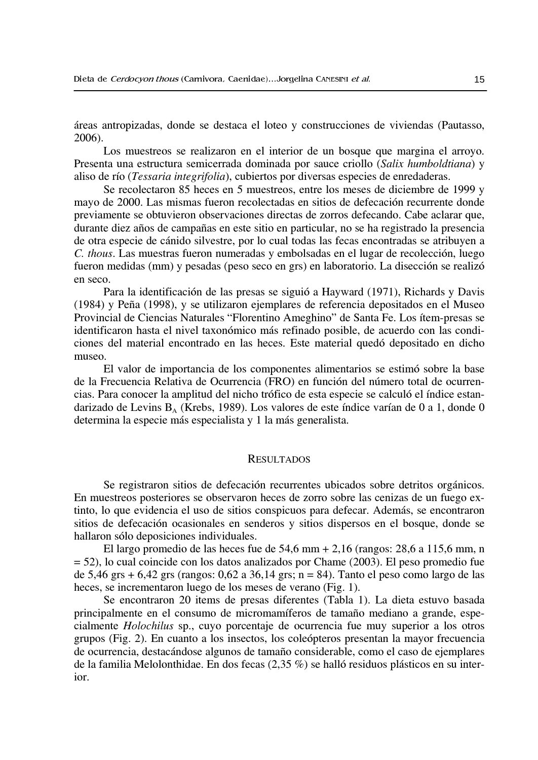áreas antropizadas, donde se destaca el loteo y construcciones de viviendas (Pautasso, 2006).

Los muestreos se realizaron en el interior de un bosque que margina el arroyo. Presenta una estructura semicerrada dominada por sauce criollo (*Salix humboldtiana*) y aliso de río (*Tessaria integrifolia*), cubiertos por diversas especies de enredaderas.

Se recolectaron 85 heces en 5 muestreos, entre los meses de diciembre de 1999 y mayo de 2000. Las mismas fueron recolectadas en sitios de defecación recurrente donde previamente se obtuvieron observaciones directas de zorros defecando. Cabe aclarar que, durante diez años de campañas en este sitio en particular, no se ha registrado la presencia de otra especie de cánido silvestre, por lo cual todas las fecas encontradas se atribuyen a *C. thous*. Las muestras fueron numeradas y embolsadas en el lugar de recolección, luego fueron medidas (mm) y pesadas (peso seco en grs) en laboratorio. La disección se realizó en seco.

Para la identificación de las presas se siguió a Hayward (1971), Richards y Davis (1984) y Peña (1998), y se utilizaron ejemplares de referencia depositados en el Museo Provincial de Ciencias Naturales "Florentino Ameghino" de Santa Fe. Los ítem-presas se identificaron hasta el nivel taxonómico más refinado posible, de acuerdo con las condiciones del material encontrado en las heces. Este material quedó depositado en dicho museo.

El valor de importancia de los componentes alimentarios se estimó sobre la base de la Frecuencia Relativa de Ocurrencia (FRO) en función del número total de ocurrencias. Para conocer la amplitud del nicho trófico de esta especie se calculó el índice estandarizado de Levins $B_A$ (Krebs, 1989). Los valores de este índice varían de 0 a 1, donde 0 determina la especie más especialista y 1 la más generalista.

## Resultados

Se registraron sitios de defecación recurrentes ubicados sobre detritos orgánicos. En muestreos posteriores se observaron heces de zorro sobre las cenizas de un fuego extinto, lo que evidencia el uso de sitios conspicuos para defecar. Además, se encontraron sitios de defecación ocasionales en senderos y sitios dispersos en el bosque, donde se hallaron sólo deposiciones individuales.

El largo promedio de las heces fue de 54,6 mm + 2,16 (rangos: 28,6 a 115,6 mm, n = 52), lo cual coincide con los datos analizados por Chame (2003). El peso promedio fue de 5,46 grs + 6,42 grs (rangos: 0,62 a 36,14 grs; n = 84). Tanto el peso como largo de las heces, se incrementaron luego de los meses de verano (Fig. 1).

Se encontraron 20 items de presas diferentes (Tabla 1). La dieta estuvo basada principalmente en el consumo de micromamíferos de tamaño mediano a grande, especialmente *Holochilus* sp., cuyo porcentaje de ocurrencia fue muy superior a los otros grupos (Fig. 2). En cuanto a los insectos, los coleópteros presentan la mayor frecuencia de ocurrencia, destacándose algunos de tamaño considerable, como el caso de ejemplares de la familia Melolonthidae. En dos fecas (2,35 %) se halló residuos plásticos en su interior.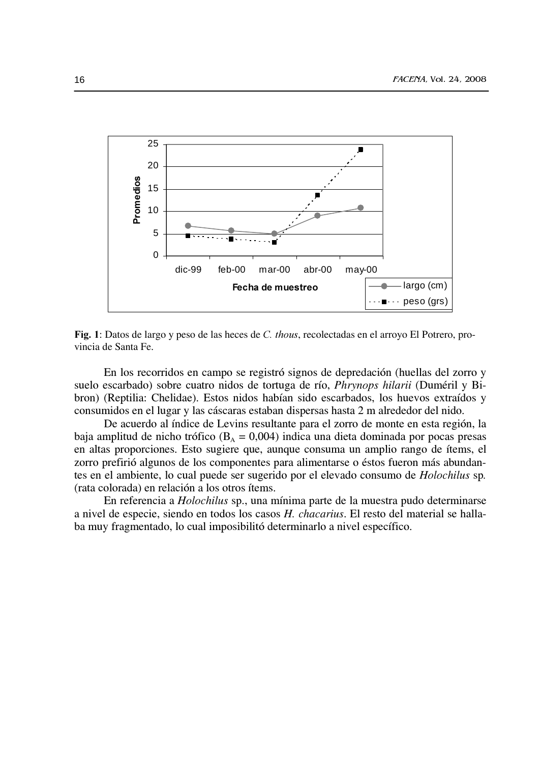**Fig. 1**: Datos de largo y peso de las heces de *C. thous*, recolectadas en el arroyo El Potrero, provincia de Santa Fe.

En los recorridos en campo se registró signos de depredación (huellas del zorro y suelo escarbado) sobre cuatro nidos de tortuga de río, *Phrynops hilarii* (Duméril y Bibron) (Reptilia: Chelidae). Estos nidos habían sido escarbados, los huevos extraídos y consumidos en el lugar y las cáscaras estaban dispersas hasta 2 m alrededor del nido.

De acuerdo al índice de Levins resultante para el zorro de monte en esta región, la baja amplitud de nicho trófico ($B_A = 0{,}004$) indica una dieta dominada por pocas presas en altas proporciones. Esto sugiere que, aunque consuma un amplio rango de ítems, el zorro prefirió algunos de los componentes para alimentarse o éstos fueron más abundantes en el ambiente, lo cual puede ser sugerido por el elevado consumo de *Holochilus* sp. (rata colorada) en relación a los otros ítems.

En referencia a *Holochilus* sp., una mínima parte de la muestra pudo determinarse a nivel de especie, siendo en todos los casos *H. chacarius*. El resto del material se hallaba muy fragmentado, lo cual imposibilitó determinarlo a nivel específico.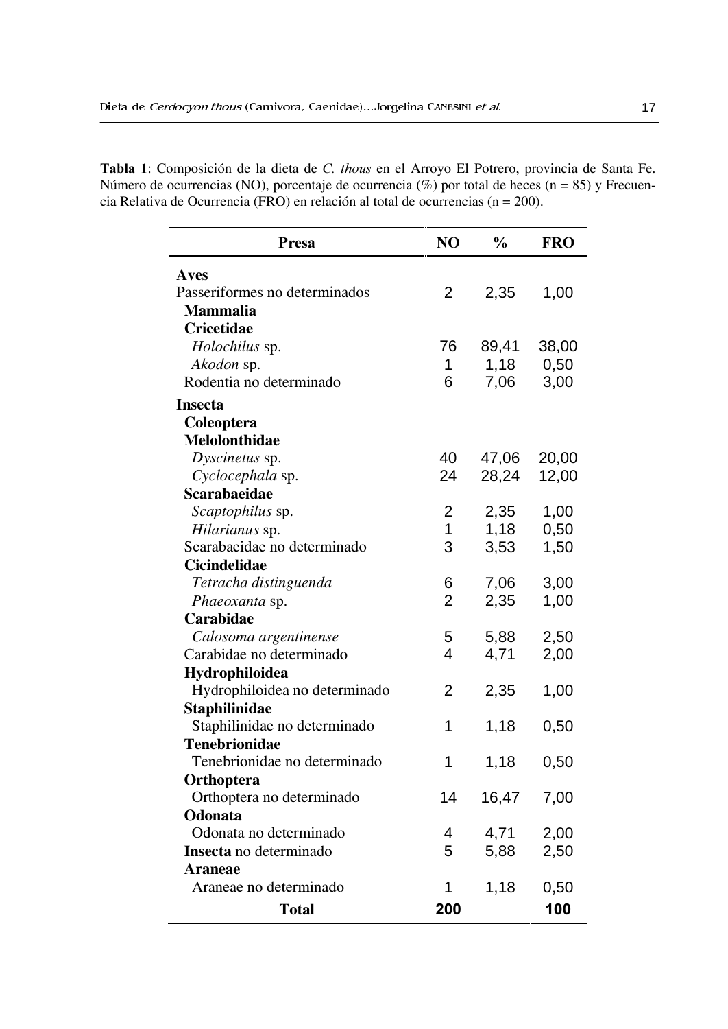**Tabla 1**: Composición de la dieta de *C. thous* en el Arroyo El Potrero, provincia de Santa Fe. Número de ocurrencias (NO), porcentaje de ocurrencia (%) por total de heces (n = 85) y Frecuencia Relativa de Ocurrencia (FRO) en relación al total de ocurrencias (n = 200).

| Presa | NO | % | FRO |
|---|---|---|---|
| **Aves** | | | |
| Passeriformes no determinados | 2 | 2,35 | 1,00 |
| **Mammalia** | | | |
| **Cricetidae** | | | |
| *Holochilus* sp. | 76 | 89,41 | 38,00 |
| *Akodon* sp. | 1 | 1,18 | 0,50 |
| Rodentia no determinado | 6 | 7,06 | 3,00 |
| **Insecta** | | | |
| **Coleoptera** | | | |
| **Melolonthidae** | | | |
| *Dyscinetus* sp. | 40 | 47,06 | 20,00 |
| *Cyclocephala* sp. | 24 | 28,24 | 12,00 |
| **Scarabaeidae** | | | |
| *Scaptophilus* sp. | 2 | 2,35 | 1,00 |
| *Hilarianus* sp. | 1 | 1,18 | 0,50 |
| Scarabaeidae no determinado | 3 | 3,53 | 1,50 |
| **Cicindelidae** | | | |
| *Tetracha distinguenda* | 6 | 7,06 | 3,00 |
| *Phaeoxanta* sp. | 2 | 2,35 | 1,00 |
| **Carabidae** | | | |
| *Calosoma argentinense* | 5 | 5,88 | 2,50 |
| Carabidae no determinado | 4 | 4,71 | 2,00 |
| **Hydrophiloidea** | | | |
| Hydrophiloidea no determinado | 2 | 2,35 | 1,00 |
| **Staphilinidae** | | | |
| Staphilinidae no determinado | 1 | 1,18 | 0,50 |
| **Tenebrionidae** | | | |
| Tenebrionidae no determinado | 1 | 1,18 | 0,50 |
| **Orthoptera** | | | |
| Orthoptera no determinado | 14 | 16,47 | 7,00 |
| **Odonata** | | | |
| Odonata no determinado | 4 | 4,71 | 2,00 |
| **Insecta** no determinado | 5 | 5,88 | 2,50 |
| **Araneae** | | | |
| Araneae no determinado | 1 | 1,18 | 0,50 |
| **Total** | **200** | | **100** |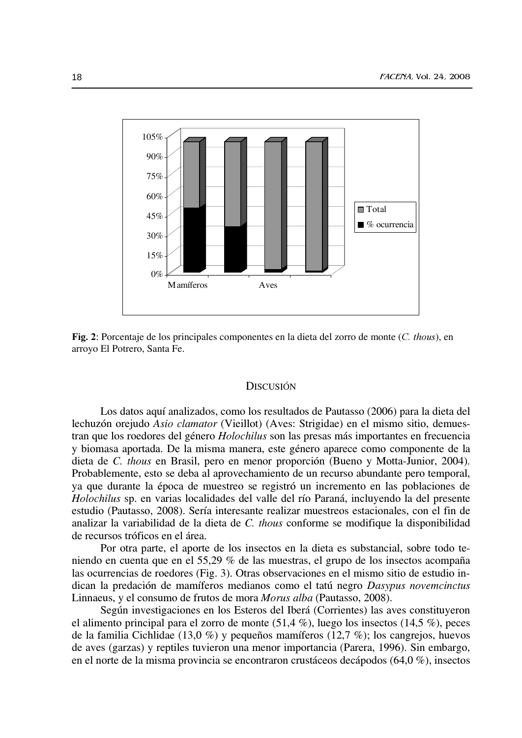**Fig. 2**: Porcentaje de los principales componentes en la dieta del zorro de monte (*C. thous*), en arroyo El Potrero, Santa Fe.

## DISCUSIÓN

Los datos aquí analizados, como los resultados de Pautasso (2006) para la dieta del lechuzón orejudo *Asio clamator* (Vieillot) (Aves: Strigidae) en el mismo sitio, demuestran que los roedores del género *Holochilus* son las presas más importantes en frecuencia y biomasa aportada. De la misma manera, este género aparece como componente de la dieta de *C. thous* en Brasil, pero en menor proporción (Bueno y Motta-Junior, 2004). Probablemente, esto se deba al aprovechamiento de un recurso abundante pero temporal, ya que durante la época de muestreo se registró un incremento en las poblaciones de *Holochilus* sp. en varias localidades del valle del río Paraná, incluyendo la del presente estudio (Pautasso, 2008). Sería interesante realizar muestreos estacionales, con el fin de analizar la variabilidad de la dieta de *C. thous* conforme se modifique la disponibilidad de recursos tróficos en el área.

Por otra parte, el aporte de los insectos en la dieta es substancial, sobre todo teniendo en cuenta que en el 55,29 % de las muestras, el grupo de los insectos acompaña las ocurrencias de roedores (Fig. 3). Otras observaciones en el mismo sitio de estudio indican la predación de mamíferos medianos como el tatú negro *Dasypus novemcinctus* Linnaeus, y el consumo de frutos de mora *Morus alba* (Pautasso, 2008).

Según investigaciones en los Esteros del Iberá (Corrientes) las aves constituyeron el alimento principal para el zorro de monte (51,4 %), luego los insectos (14,5 %), peces de la familia Cichlidae (13,0 %) y pequeños mamíferos (12,7 %); los cangrejos, huevos de aves (garzas) y reptiles tuvieron una menor importancia (Parera, 1996). Sin embargo, en el norte de la misma provincia se encontraron crustáceos decápodos (64,0 %), insectos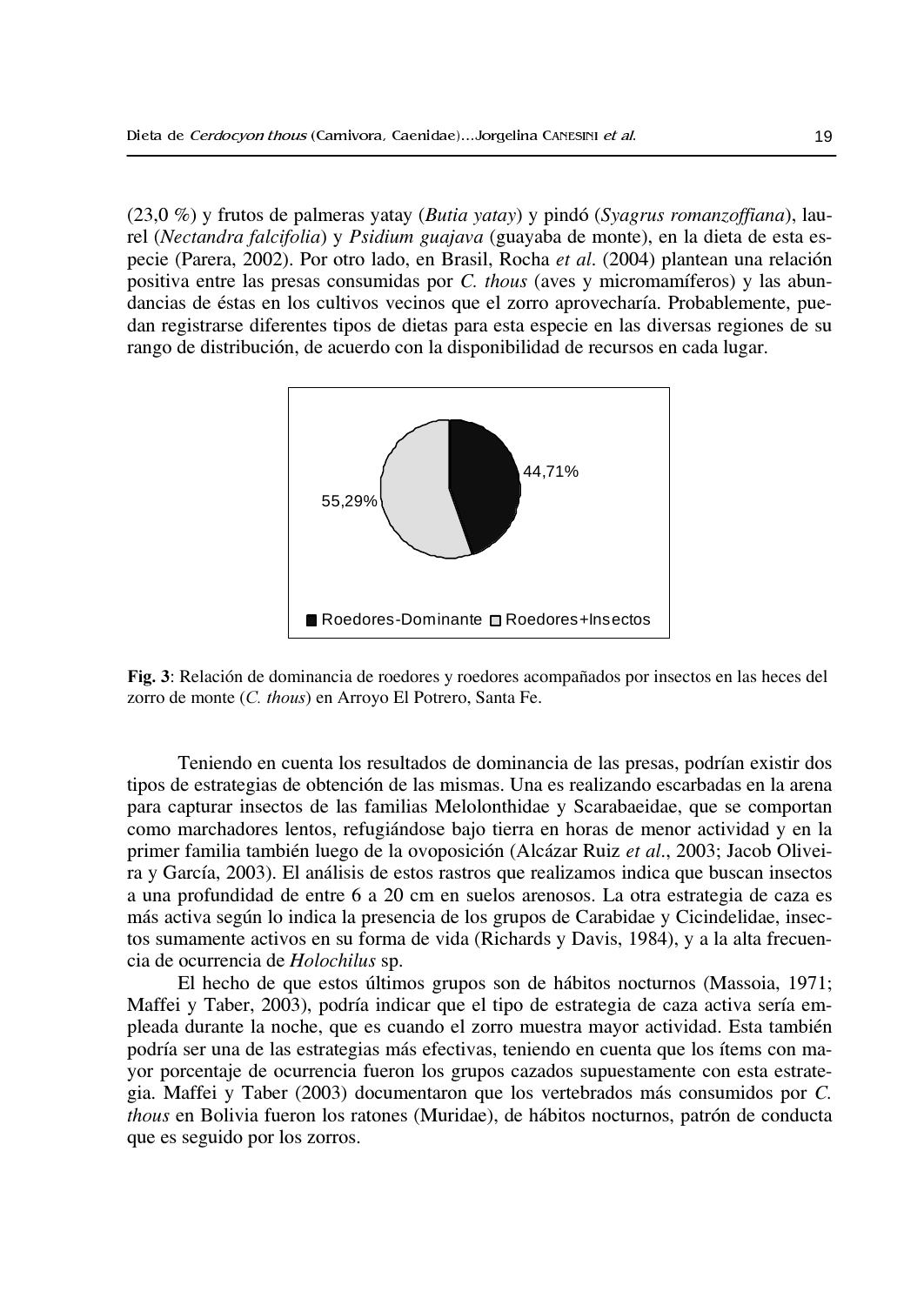(23,0 %) y frutos de palmeras yatay (*Butia yatay*) y pindó (*Syagrus romanzoffiana*), laurel (*Nectandra falcifolia*) y *Psidium guajava* (guayaba de monte), en la dieta de esta especie (Parera, 2002). Por otro lado, en Brasil, Rocha *et al*. (2004) plantean una relación positiva entre las presas consumidas por *C. thous* (aves y micromamíferos) y las abundancias de éstas en los cultivos vecinos que el zorro aprovecharía. Probablemente, puedan registrarse diferentes tipos de dietas para esta especie en las diversas regiones de su rango de distribución, de acuerdo con la disponibilidad de recursos en cada lugar.

**Fig. 3**: Relación de dominancia de roedores y roedores acompañados por insectos en las heces del zorro de monte (*C. thous*) en Arroyo El Potrero, Santa Fe.

Teniendo en cuenta los resultados de dominancia de las presas, podrían existir dos tipos de estrategias de obtención de las mismas. Una es realizando escarbadas en la arena para capturar insectos de las familias Melolonthidae y Scarabaeidae, que se comportan como marchadores lentos, refugiándose bajo tierra en horas de menor actividad y en la primer familia también luego de la ovoposición (Alcázar Ruiz *et al*., 2003; Jacob Oliveira y García, 2003). El análisis de estos rastros que realizamos indica que buscan insectos a una profundidad de entre 6 a 20 cm en suelos arenosos. La otra estrategia de caza es más activa según lo indica la presencia de los grupos de Carabidae y Cicindelidae, insectos sumamente activos en su forma de vida (Richards y Davis, 1984), y a la alta frecuencia de ocurrencia de *Holochilus* sp.

El hecho de que estos últimos grupos son de hábitos nocturnos (Massoia, 1971; Maffei y Taber, 2003), podría indicar que el tipo de estrategia de caza activa sería empleada durante la noche, que es cuando el zorro muestra mayor actividad. Esta también podría ser una de las estrategias más efectivas, teniendo en cuenta que los ítems con mayor porcentaje de ocurrencia fueron los grupos cazados supuestamente con esta estrategia. Maffei y Taber (2003) documentaron que los vertebrados más consumidos por *C. thous* en Bolivia fueron los ratones (Muridae), de hábitos nocturnos, patrón de conducta que es seguido por los zorros.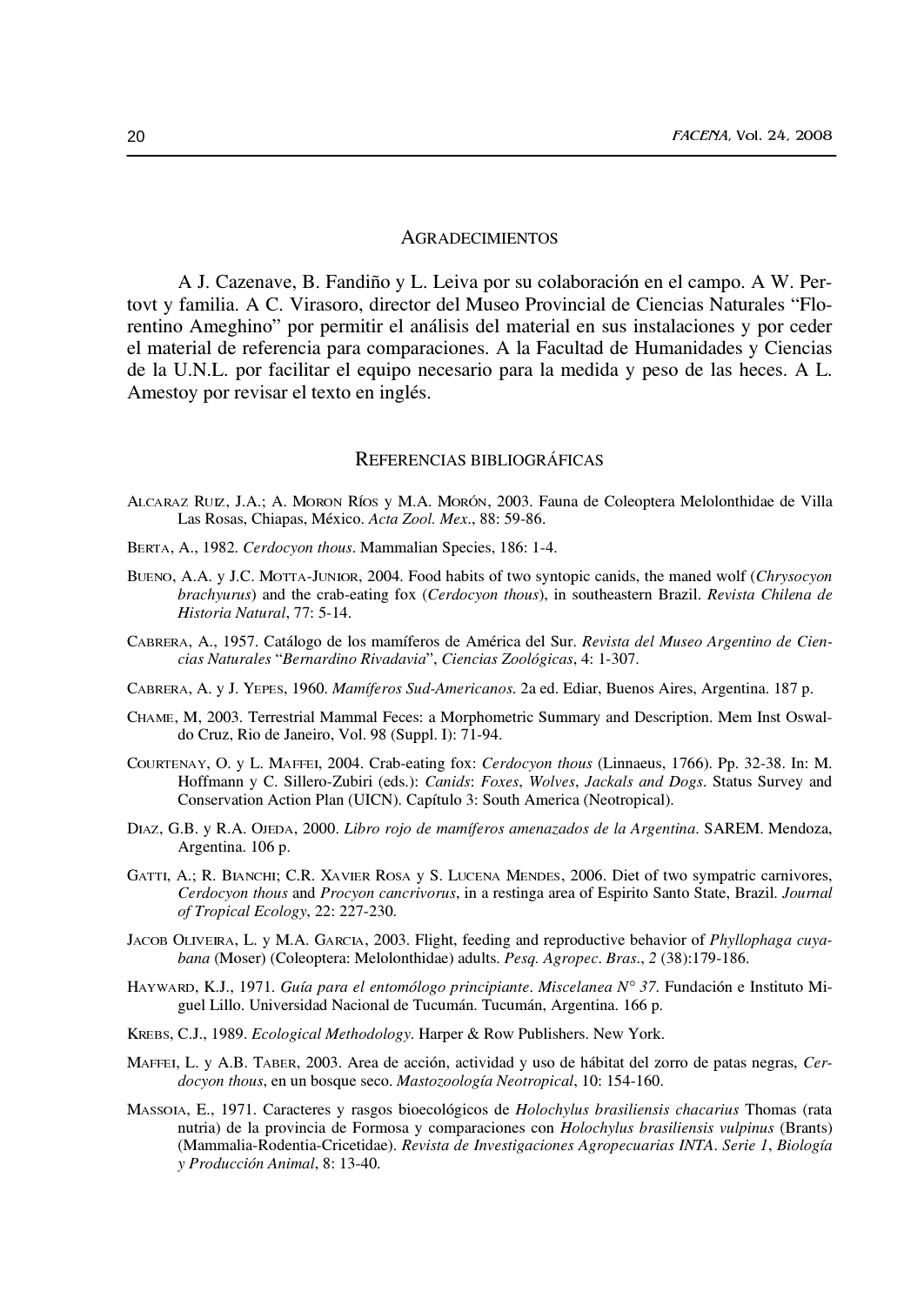## Agradecimientos

A J. Cazenave, B. Fandiño y L. Leiva por su colaboración en el campo. A W. Pertovt y familia. A C. Virasoro, director del Museo Provincial de Ciencias Naturales "Florentino Ameghino" por permitir el análisis del material en sus instalaciones y por ceder el material de referencia para comparaciones. A la Facultad de Humanidades y Ciencias de la U.N.L. por facilitar el equipo necesario para la medida y peso de las heces. A L. Amestoy por revisar el texto en inglés.

## Referencias bibliográficas

Alcaraz Ruiz, J.A.; A. Moron Ríos y M.A. Morón, 2003. Fauna de Coleoptera Melolonthidae de Villa Las Rosas, Chiapas, México. *Acta Zool. Mex.*, 88: 59-86.

Berta, A., 1982. *Cerdocyon thous*. Mammalian Species, 186: 1-4.

Bueno, A.A. y J.C. Motta-Junior, 2004. Food habits of two syntopic canids, the maned wolf (*Chrysocyon brachyurus*) and the crab-eating fox (*Cerdocyon thous*), in southeastern Brazil. *Revista Chilena de Historia Natural*, 77: 5-14.

Cabrera, A., 1957. Catálogo de los mamíferos de América del Sur. *Revista del Museo Argentino de Ciencias Naturales "Bernardino Rivadavia"*, *Ciencias Zoológicas*, 4: 1-307.

Cabrera, A. y J. Yepes, 1960. *Mamíferos Sud-Americanos*. 2a ed. Ediar, Buenos Aires, Argentina. 187 p.

Chame, M, 2003. Terrestrial Mammal Feces: a Morphometric Summary and Description. Mem Inst Oswaldo Cruz, Rio de Janeiro, Vol. 98 (Suppl. I): 71-94.

Courtenay, O. y L. Maffei, 2004. Crab-eating fox: *Cerdocyon thous* (Linnaeus, 1766). Pp. 32-38. In: M. Hoffmann y C. Sillero-Zubiri (eds.): *Canids*: *Foxes*, *Wolves*, *Jackals and Dogs*. Status Survey and Conservation Action Plan (UICN). Capítulo 3: South America (Neotropical).

Diaz, G.B. y R.A. Ojeda, 2000. *Libro rojo de mamíferos amenazados de la Argentina*. SAREM. Mendoza, Argentina. 106 p.

Gatti, A.; R. Bianchi; C.R. Xavier Rosa y S. Lucena Mendes, 2006. Diet of two sympatric carnivores, *Cerdocyon thous* and *Procyon cancrivorus*, in a restinga area of Espirito Santo State, Brazil. *Journal of Tropical Ecology*, 22: 227-230.

Jacob Oliveira, L. y M.A. Garcia, 2003. Flight, feeding and reproductive behavior of *Phyllophaga cuyabana* (Moser) (Coleoptera: Melolonthidae) adults. *Pesq. Agropec. Bras.*, *2* (38):179-186.

Hayward, K.J., 1971. *Guía para el entomólogo principiante*. *Miscelanea N° 37*. Fundación e Instituto Miguel Lillo. Universidad Nacional de Tucumán. Tucumán, Argentina. 166 p.

Krebs, C.J., 1989. *Ecological Methodology*. Harper & Row Publishers. New York.

Maffei, L. y A.B. Taber, 2003. Area de acción, actividad y uso de hábitat del zorro de patas negras, *Cerdocyon thous*, en un bosque seco. *Mastozoología Neotropical*, 10: 154-160.

Massoia, E., 1971. Caracteres y rasgos bioecológicos de *Holochylus brasiliensis chacarius* Thomas (rata nutria) de la provincia de Formosa y comparaciones con *Holochylus brasiliensis vulpinus* (Brants) (Mammalia-Rodentia-Cricetidae). *Revista de Investigaciones Agropecuarias INTA*. *Serie 1*, *Biología y Producción Animal*, 8: 13-40.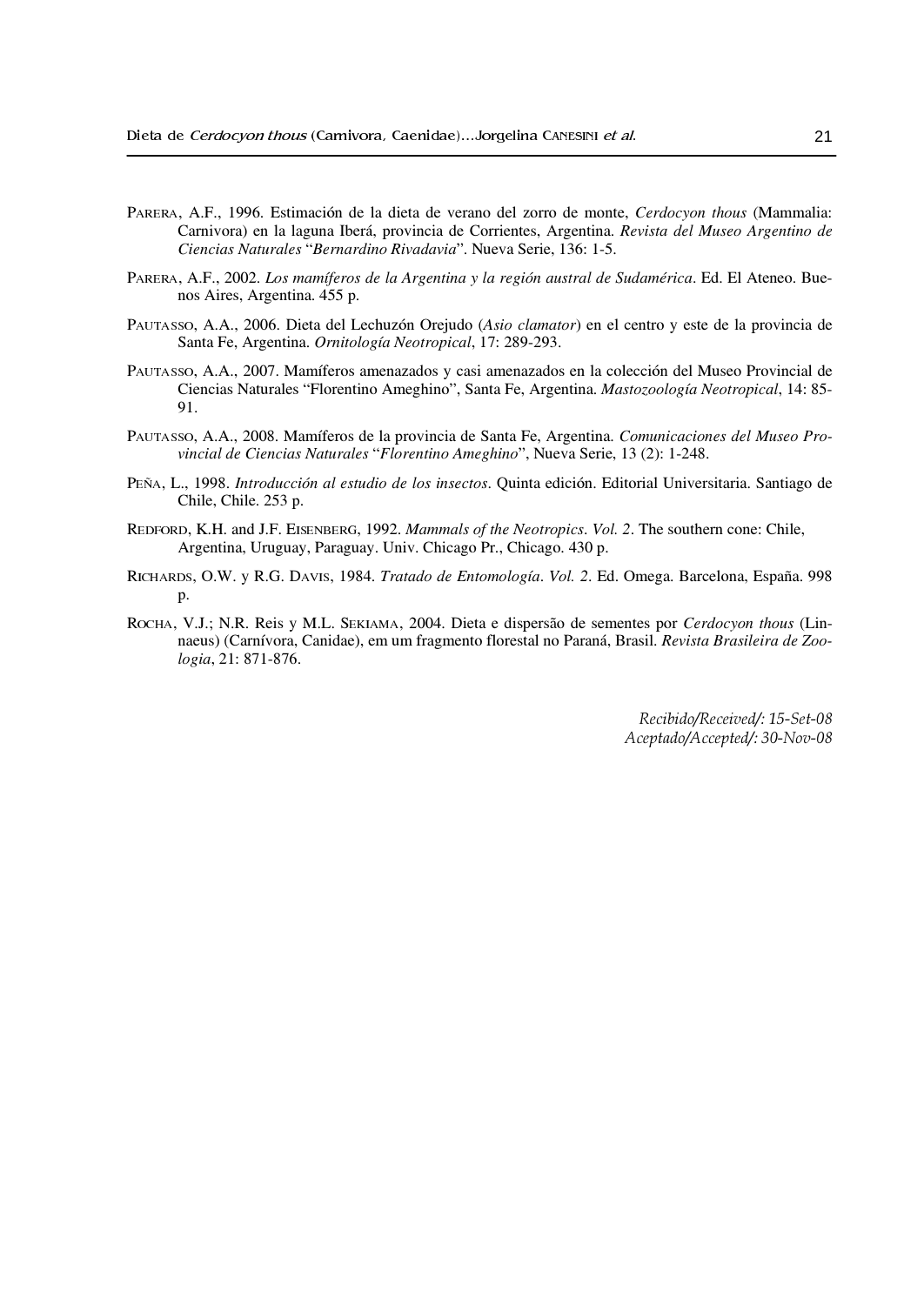PARERA, A.F., 1996. Estimación de la dieta de verano del zorro de monte, *Cerdocyon thous* (Mammalia: Carnivora) en la laguna Iberá, provincia de Corrientes, Argentina. *Revista del Museo Argentino de Ciencias Naturales* "*Bernardino Rivadavia*". Nueva Serie, 136: 1-5.

PARERA, A.F., 2002. *Los mamíferos de la Argentina y la región austral de Sudamérica*. Ed. El Ateneo. Buenos Aires, Argentina. 455 p.

PAUTASSO, A.A., 2006. Dieta del Lechuzón Orejudo (*Asio clamator*) en el centro y este de la provincia de Santa Fe, Argentina. *Ornitología Neotropical*, 17: 289-293.

PAUTASSO, A.A., 2007. Mamíferos amenazados y casi amenazados en la colección del Museo Provincial de Ciencias Naturales "Florentino Ameghino", Santa Fe, Argentina. *Mastozoología Neotropical*, 14: 85-91.

PAUTASSO, A.A., 2008. Mamíferos de la provincia de Santa Fe, Argentina. *Comunicaciones del Museo Provincial de Ciencias Naturales* "*Florentino Ameghino*", Nueva Serie, 13 (2): 1-248.

PEÑA, L., 1998. *Introducción al estudio de los insectos*. Quinta edición. Editorial Universitaria. Santiago de Chile, Chile. 253 p.

REDFORD, K.H. and J.F. EISENBERG, 1992. *Mammals of the Neotropics. Vol. 2*. The southern cone: Chile, Argentina, Uruguay, Paraguay. Univ. Chicago Pr., Chicago. 430 p.

RICHARDS, O.W. y R.G. DAVIS, 1984. *Tratado de Entomología. Vol. 2*. Ed. Omega. Barcelona, España. 998 p.

ROCHA, V.J.; N.R. Reis y M.L. SEKIAMA, 2004. Dieta e dispersão de sementes por *Cerdocyon thous* (Linnaeus) (Carnívora, Canidae), em um fragmento florestal no Paraná, Brasil. *Revista Brasileira de Zoologia*, 21: 871-876.

*Recibido/Received/: 15-Set-08*
*Aceptado/Accepted/: 30-Nov-08*